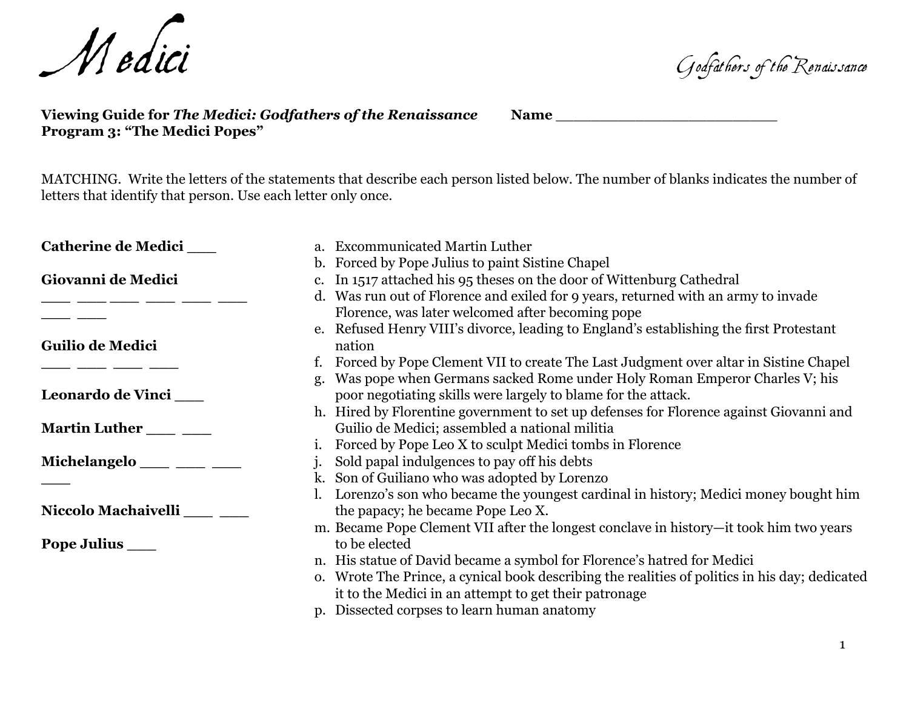# Medici

Godfathers of the Renaissance

**Viewing Guide for *The Medici: Godfathers of the Renaissance*** **Name ________________________**
**Program 3: "The Medici Popes"**

MATCHING. Write the letters of the statements that describe each person listed below. The number of blanks indicates the number of letters that identify that person. Use each letter only once.

**Catherine de Medici** ___

**Giovanni de Medici**
___ ___ ___ ___ ___ ___ ___ ___

**Guilio de Medici**
___ ___ ___ ___

**Leonardo de Vinci** ___

**Martin Luther** ___ ___

**Michelangelo** ___ ___ ___ ___

**Niccolo Machaivelli** ___ ___

**Pope Julius** ___

a. Excommunicated Martin Luther
b. Forced by Pope Julius to paint Sistine Chapel
c. In 1517 attached his 95 theses on the door of Wittenburg Cathedral
d. Was run out of Florence and exiled for 9 years, returned with an army to invade Florence, was later welcomed after becoming pope
e. Refused Henry VIII's divorce, leading to England's establishing the first Protestant nation
f. Forced by Pope Clement VII to create The Last Judgment over altar in Sistine Chapel
g. Was pope when Germans sacked Rome under Holy Roman Emperor Charles V; his poor negotiating skills were largely to blame for the attack.
h. Hired by Florentine government to set up defenses for Florence against Giovanni and Guilio de Medici; assembled a national militia
i. Forced by Pope Leo X to sculpt Medici tombs in Florence
j. Sold papal indulgences to pay off his debts
k. Son of Guiliano who was adopted by Lorenzo
l. Lorenzo's son who became the youngest cardinal in history; Medici money bought him the papacy; he became Pope Leo X.
m. Became Pope Clement VII after the longest conclave in history—it took him two years to be elected
n. His statue of David became a symbol for Florence's hatred for Medici
o. Wrote The Prince, a cynical book describing the realities of politics in his day; dedicated it to the Medici in an attempt to get their patronage
p. Dissected corpses to learn human anatomy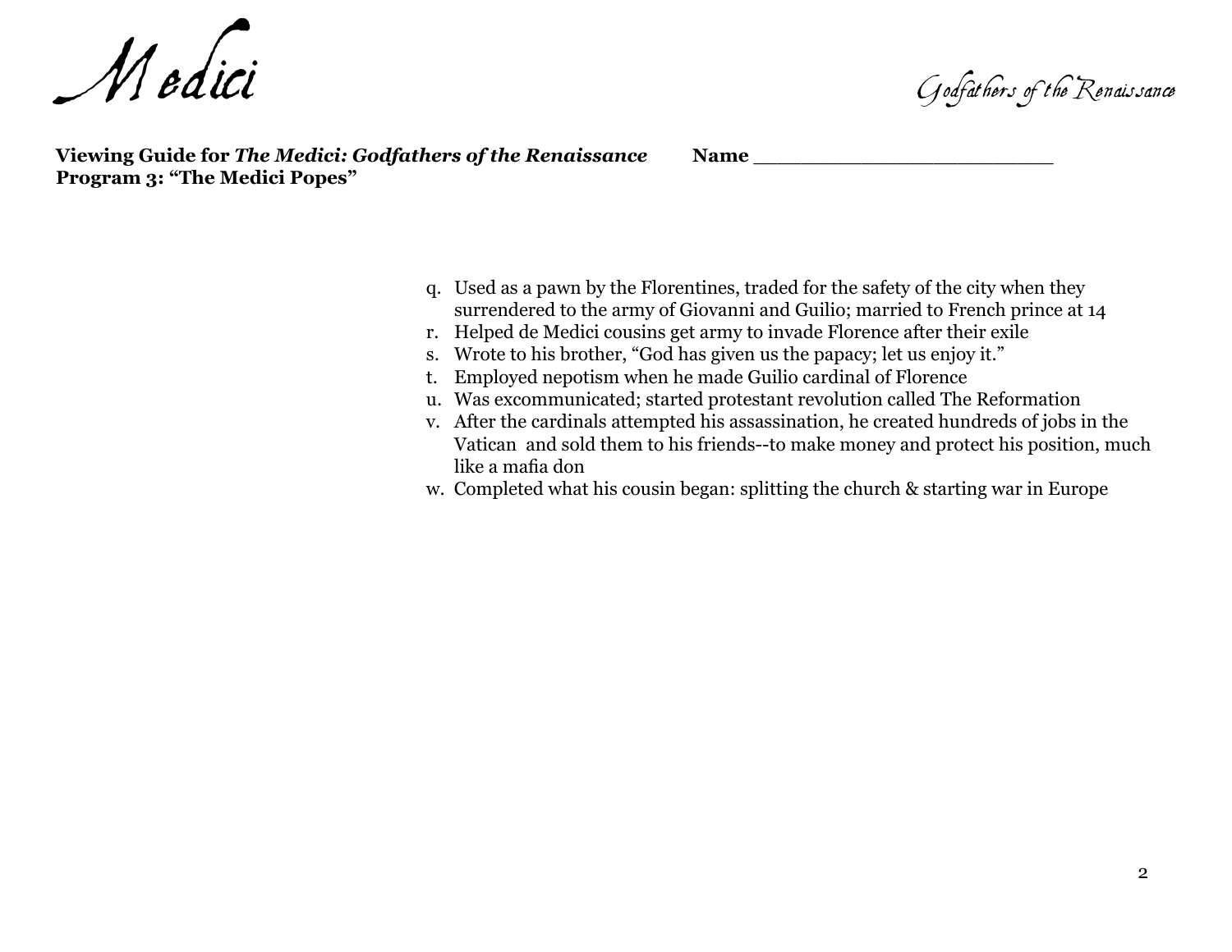**Viewing Guide for *The Medici: Godfathers of the Renaissance*** **Name** ______________________
**Program 3: "The Medici Popes"**

q. Used as a pawn by the Florentines, traded for the safety of the city when they surrendered to the army of Giovanni and Guilio; married to French prince at 14
r. Helped de Medici cousins get army to invade Florence after their exile
s. Wrote to his brother, "God has given us the papacy; let us enjoy it."
t. Employed nepotism when he made Guilio cardinal of Florence
u. Was excommunicated; started protestant revolution called The Reformation
v. After the cardinals attempted his assassination, he created hundreds of jobs in the Vatican and sold them to his friends--to make money and protect his position, much like a mafia don
w. Completed what his cousin began: splitting the church & starting war in Europe